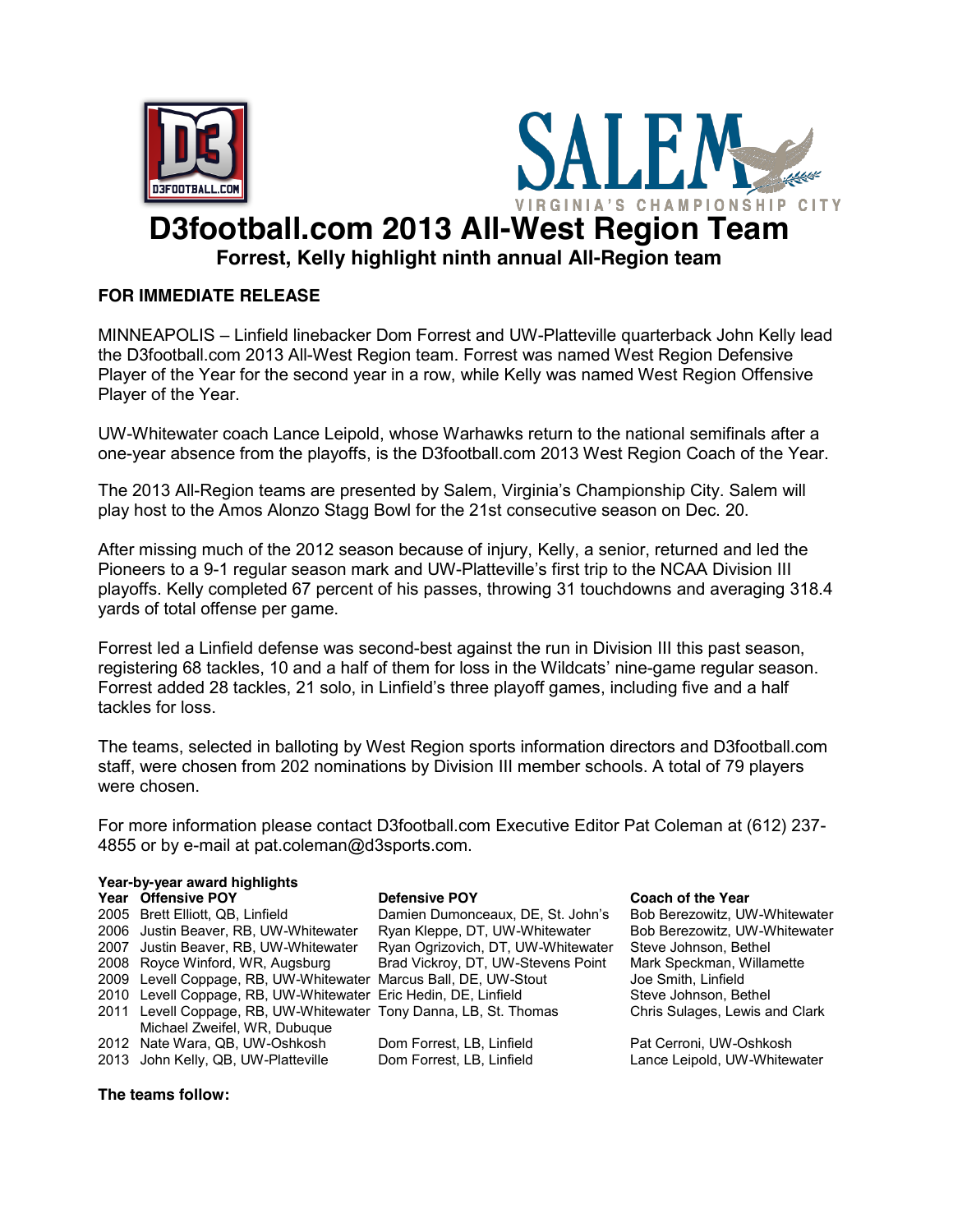# D3football.com 2013 All-West Region Team

## Forrest, Kelly highlight ninth annual All-Region team

**FOR IMMEDIATE RELEASE**

MINNEAPOLIS – Linfield linebacker Dom Forrest and UW-Platteville quarterback John Kelly lead the D3football.com 2013 All-West Region team. Forrest was named West Region Defensive Player of the Year for the second year in a row, while Kelly was named West Region Offensive Player of the Year.

UW-Whitewater coach Lance Leipold, whose Warhawks return to the national semifinals after a one-year absence from the playoffs, is the D3football.com 2013 West Region Coach of the Year.

The 2013 All-Region teams are presented by Salem, Virginia's Championship City. Salem will play host to the Amos Alonzo Stagg Bowl for the 21st consecutive season on Dec. 20.

After missing much of the 2012 season because of injury, Kelly, a senior, returned and led the Pioneers to a 9-1 regular season mark and UW-Platteville's first trip to the NCAA Division III playoffs. Kelly completed 67 percent of his passes, throwing 31 touchdowns and averaging 318.4 yards of total offense per game.

Forrest led a Linfield defense was second-best against the run in Division III this past season, registering 68 tackles, 10 and a half of them for loss in the Wildcats' nine-game regular season. Forrest added 28 tackles, 21 solo, in Linfield's three playoff games, including five and a half tackles for loss.

The teams, selected in balloting by West Region sports information directors and D3football.com staff, were chosen from 202 nominations by Division III member schools. A total of 79 players were chosen.

For more information please contact D3football.com Executive Editor Pat Coleman at (612) 237-4855 or by e-mail at pat.coleman@d3sports.com.

**Year-by-year award highlights**

| Year | Offensive POY | Defensive POY | Coach of the Year |
|---|---|---|---|
| 2005 | Brett Elliott, QB, Linfield | Damien Dumonceaux, DE, St. John's | Bob Berezowitz, UW-Whitewater |
| 2006 | Justin Beaver, RB, UW-Whitewater | Ryan Kleppe, DT, UW-Whitewater | Bob Berezowitz, UW-Whitewater |
| 2007 | Justin Beaver, RB, UW-Whitewater | Ryan Ogrizovich, DT, UW-Whitewater | Steve Johnson, Bethel |
| 2008 | Royce Winford, WR, Augsburg | Brad Vickroy, DT, UW-Stevens Point | Mark Speckman, Willamette |
| 2009 | Levell Coppage, RB, UW-Whitewater | Marcus Ball, DE, UW-Stout | Joe Smith, Linfield |
| 2010 | Levell Coppage, RB, UW-Whitewater | Eric Hedin, DE, Linfield | Steve Johnson, Bethel |
| 2011 | Levell Coppage, RB, UW-Whitewater<br>Michael Zweifel, WR, Dubuque | Tony Danna, LB, St. Thomas | Chris Sulages, Lewis and Clark |
| 2012 | Nate Wara, QB, UW-Oshkosh | Dom Forrest, LB, Linfield | Pat Cerroni, UW-Oshkosh |
| 2013 | John Kelly, QB, UW-Platteville | Dom Forrest, LB, Linfield | Lance Leipold, UW-Whitewater |

**The teams follow:**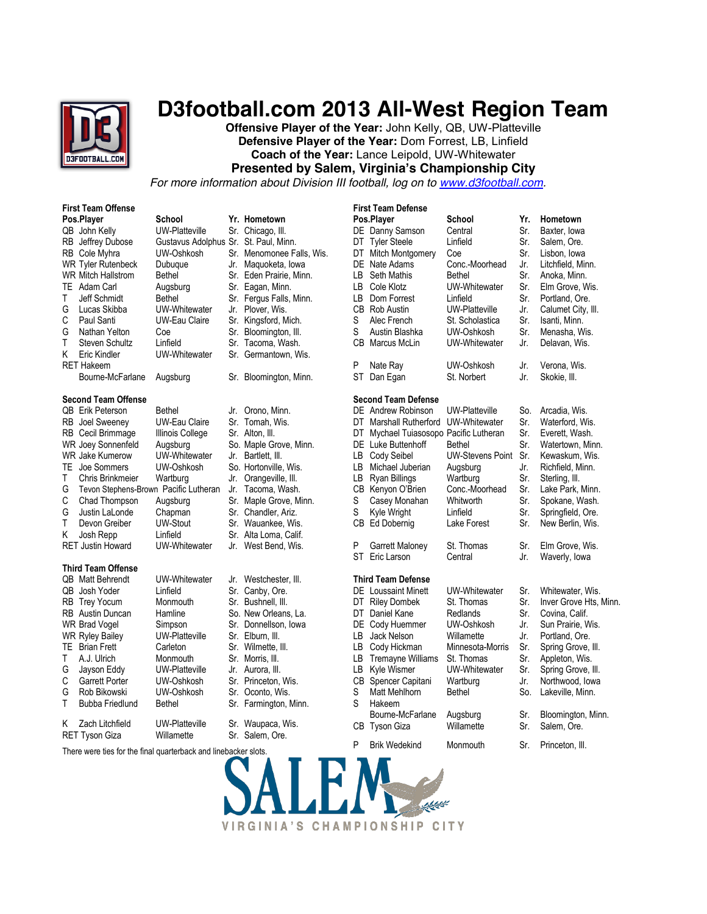# D3football.com 2013 All-West Region Team

**Offensive Player of the Year:** John Kelly, QB, UW-Platteville
**Defensive Player of the Year:** Dom Forrest, LB, Linfield
**Coach of the Year:** Lance Leipold, UW-Whitewater
**Presented by Salem, Virginia's Championship City**

*For more information about Division III football, log on to www.d3football.com.*

### First Team Offense

| Pos. | Player | School | Yr. | Hometown |
|---|---|---|---|---|
| QB | John Kelly | UW-Platteville | Sr. | Chicago, Ill. |
| RB | Jeffrey Dubose | Gustavus Adolphus | Sr. | St. Paul, Minn. |
| RB | Cole Myhra | UW-Oshkosh | Sr. | Menomonee Falls, Wis. |
| WR | Tyler Rutenbeck | Dubuque | Jr. | Maquoketa, Iowa |
| WR | Mitch Hallstrom | Bethel | Sr. | Eden Prairie, Minn. |
| TE | Adam Carl | Augsburg | Sr. | Eagan, Minn. |
| T | Jeff Schmidt | Bethel | Sr. | Fergus Falls, Minn. |
| G | Lucas Skibba | UW-Whitewater | Jr. | Plover, Wis. |
| C | Paul Santi | UW-Eau Claire | Sr. | Kingsford, Mich. |
| G | Nathan Yelton | Coe | Sr. | Bloomington, Ill. |
| T | Steven Schultz | Linfield | Sr. | Tacoma, Wash. |
| K | Eric Kindler | UW-Whitewater | Sr. | Germantown, Wis. |
| RET | Hakeem Bourne-McFarlane | Augsburg | Sr. | Bloomington, Minn. |

### Second Team Offense

| Pos. | Player | School | Yr. | Hometown |
|---|---|---|---|---|
| QB | Erik Peterson | Bethel | Jr. | Orono, Minn. |
| RB | Joel Sweeney | UW-Eau Claire | Sr. | Tomah, Wis. |
| RB | Cecil Brimmage | Illinois College | Sr. | Alton, Ill. |
| WR | Joey Sonnenfeld | Augsburg | So. | Maple Grove, Minn. |
| WR | Jake Kumerow | UW-Whitewater | Jr. | Bartlett, Ill. |
| TE | Joe Sommers | UW-Oshkosh | So. | Hortonville, Wis. |
| T | Chris Brinkmeier | Wartburg | Jr. | Orangeville, Ill. |
| G | Tevon Stephens-Brown | Pacific Lutheran | Jr. | Tacoma, Wash. |
| C | Chad Thompson | Augsburg | Sr. | Maple Grove, Minn. |
| G | Justin LaLonde | Chapman | Sr. | Chandler, Ariz. |
| T | Devon Greiber | UW-Stout | Sr. | Wauwankee, Wis. |
| K | Josh Repp | Linfield | Sr. | Alta Loma, Calif. |
| RET | Justin Howard | UW-Whitewater | Jr. | West Bend, Wis. |

### Third Team Offense

| Pos. | Player | School | Yr. | Hometown |
|---|---|---|---|---|
| QB | Matt Behrendt | UW-Whitewater | Jr. | Westchester, Ill. |
| QB | Josh Yoder | Linfield | Sr. | Canby, Ore. |
| RB | Trey Yocum | Monmouth | Sr. | Bushnell, Ill. |
| RB | Austin Duncan | Hamline | So. | New Orleans, La. |
| WR | Brad Vogel | Simpson | Sr. | Donnellson, Iowa |
| WR | Ryley Bailey | UW-Platteville | Sr. | Elburn, Ill. |
| TE | Brian Frett | Carleton | Sr. | Wilmette, Ill. |
| T | A.J. Ulrich | Monmouth | Sr. | Morris, Ill. |
| G | Jayson Eddy | UW-Platteville | Jr. | Aurora, Ill. |
| C | Garrett Porter | UW-Oshkosh | Sr. | Princeton, Wis. |
| G | Rob Bikowski | UW-Oshkosh | Sr. | Oconto, Wis. |
| T | Bubba Friedlund | Bethel | Sr. | Farmington, Minn. |
| K | Zach Litchfield | UW-Platteville | Sr. | Waupaca, Wis. |
| RET | Tyson Giza | Willamette | Sr. | Salem, Ore. |

There were ties for the final quarterback and linebacker slots.

### First Team Defense

| Pos. | Player | School | Yr. | Hometown |
|---|---|---|---|---|
| DE | Danny Samson | Central | Sr. | Baxter, Iowa |
| DT | Tyler Steele | Linfield | Sr. | Salem, Ore. |
| DT | Mitch Montgomery | Coe | Sr. | Lisbon, Iowa |
| DE | Nate Adams | Conc.-Moorhead | Jr. | Litchfield, Minn. |
| LB | Seth Mathis | Bethel | Sr. | Anoka, Minn. |
| LB | Cole Klotz | UW-Whitewater | Sr. | Elm Grove, Wis. |
| LB | Dom Forrest | Linfield | Sr. | Portland, Ore. |
| CB | Rob Austin | UW-Platteville | Jr. | Calumet City, Ill. |
| S | Alec French | St. Scholastica | Sr. | Isanti, Minn. |
| S | Austin Blashka | UW-Oshkosh | Sr. | Menasha, Wis. |
| CB | Marcus McLin | UW-Whitewater | Jr. | Delavan, Wis. |
| P | Nate Ray | UW-Oshkosh | Jr. | Verona, Wis. |
| ST | Dan Egan | St. Norbert | Jr. | Skokie, Ill. |

### Second Team Defense

| Pos. | Player | School | Yr. | Hometown |
|---|---|---|---|---|
| DE | Andrew Robinson | UW-Platteville | So. | Arcadia, Wis. |
| DT | Marshall Rutherford | UW-Whitewater | Sr. | Waterford, Wis. |
| DT | Mychael Tuiasosopo | Pacific Lutheran | Sr. | Everett, Wash. |
| DE | Luke Buttenhoff | Bethel | Sr. | Watertown, Minn. |
| LB | Cody Seibel | UW-Stevens Point | Sr. | Kewaskum, Wis. |
| LB | Michael Juberian | Augsburg | Jr. | Richfield, Minn. |
| LB | Ryan Billings | Wartburg | Sr. | Sterling, Ill. |
| CB | Kenyon O'Brien | Conc.-Moorhead | Sr. | Lake Park, Minn. |
| S | Casey Monahan | Whitworth | Sr. | Spokane, Wash. |
| S | Kyle Wright | Linfield | Sr. | Springfield, Ore. |
| CB | Ed Dobernig | Lake Forest | Sr. | New Berlin, Wis. |
| P | Garrett Maloney | St. Thomas | Sr. | Elm Grove, Wis. |
| ST | Eric Larson | Central | Jr. | Waverly, Iowa |

### Third Team Defense

| Pos. | Player | School | Yr. | Hometown |
|---|---|---|---|---|
| DE | Loussaint Minett | UW-Whitewater | Sr. | Whitewater, Wis. |
| DT | Riley Dombek | St. Thomas | Sr. | Inver Grove Hts, Minn. |
| DT | Daniel Kane | Redlands | Sr. | Covina, Calif. |
| DE | Cody Huemmer | UW-Oshkosh | Jr. | Sun Prairie, Wis. |
| LB | Jack Nelson | Willamette | Jr. | Portland, Ore. |
| LB | Cody Hickman | Minnesota-Morris | Sr. | Spring Grove, Ill. |
| LB | Tremayne Williams | St. Thomas | Sr. | Appleton, Wis. |
| LB | Kyle Wismer | UW-Whitewater | Sr. | Spring Grove, Ill. |
| CB | Spencer Capitani | Wartburg | Jr. | Northwood, Iowa |
| S | Matt Mehlhorn | Bethel | So. | Lakeville, Minn. |
| S | Hakeem Bourne-McFarlane | Augsburg | Sr. | Bloomington, Minn. |
| CB | Tyson Giza | Willamette | Sr. | Salem, Ore. |
| P | Brik Wedekind | Monmouth | Sr. | Princeton, Ill. |

SALEM
VIRGINIA'S CHAMPIONSHIP CITY